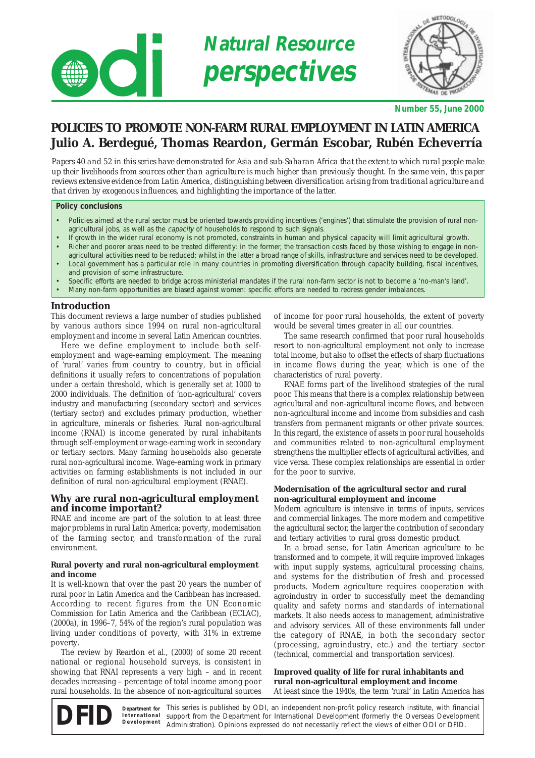# Natural Resource perspectives

**Number 55, June 2000**

# POLICIES TO PROMOTE NON-FARM RURAL EMPLOYMENT IN LATIN AMERICA

## Julio A. Berdegué, Thomas Reardon, Germán Escobar, Rubén Echeverría

*Papers 40 and 52 in this series have demonstrated for Asia and sub-Saharan Africa that the extent to which rural people make up their livelihoods from sources other than agriculture is much higher than previously thought. In the same vein, this paper reviews extensive evidence from Latin America, distinguishing between diversification arising from traditional agriculture and that driven by exogenous influences, and highlighting the importance of the latter.*

**Policy conclusions**

- Policies aimed at the rural sector must be oriented towards providing incentives ('engines') that stimulate the provision of rural non-agricultural jobs, as well as the *capacity* of households to respond to such signals.
- If growth in the wider rural economy is not promoted, constraints in human and physical capacity will limit agricultural growth.
- Richer and poorer areas need to be treated differently: in the former, the transaction costs faced by those wishing to engage in non-agricultural activities need to be reduced; whilst in the latter a broad range of skills, infrastructure and services need to be developed.
- Local government has a particular role in many countries in promoting diversification through capacity building, fiscal incentives, and provision of some infrastructure.
- Specific efforts are needed to bridge across ministerial mandates if the rural non-farm sector is not to become a 'no-man's land'.
- Many non-farm opportunities are biased against women: specific efforts are needed to redress gender imbalances.

## Introduction

This document reviews a large number of studies published by various authors since 1994 on rural non-agricultural employment and income in several Latin American countries.

Here we define employment to include both self-employment and wage-earning employment. The meaning of 'rural' varies from country to country, but in official definitions it usually refers to concentrations of population under a certain threshold, which is generally set at 1000 to 2000 individuals. The definition of 'non-agricultural' covers industry and manufacturing (secondary sector) and services (tertiary sector) and excludes primary production, whether in agriculture, minerals or fisheries. Rural non-agricultural income (RNAI) is income generated by rural inhabitants through self-employment or wage-earning work in secondary or tertiary sectors. Many farming households also generate rural non-agricultural income. Wage-earning work in primary activities on farming establishments is not included in our definition of rural non-agricultural employment (RNAE).

## Why are rural non-agricultural employment and income important?

RNAE and income are part of the solution to at least three major problems in rural Latin America: poverty, modernisation of the farming sector, and transformation of the rural environment.

### Rural poverty and rural non-agricultural employment and income

It is well-known that over the past 20 years the number of rural poor in Latin America and the Caribbean has increased. According to recent figures from the UN Economic Commission for Latin America and the Caribbean (ECLAC), (2000a), in 1996–7, 54% of the region's rural population was living under conditions of poverty, with 31% in extreme poverty.

The review by Reardon et al., (2000) of some 20 recent national or regional household surveys, is consistent in showing that RNAI represents a very high – and in recent decades increasing – percentage of total income among poor rural households. In the absence of non-agricultural sources of income for poor rural households, the extent of poverty would be several times greater in all our countries.

The same research confirmed that poor rural households resort to non-agricultural employment not only to increase total income, but also to offset the effects of sharp fluctuations in income flows during the year, which is one of the characteristics of rural poverty.

RNAE forms part of the livelihood strategies of the rural poor. This means that there is a complex relationship between agricultural and non-agricultural income flows, and between non-agricultural income and income from subsidies and cash transfers from permanent migrants or other private sources. In this regard, the existence of assets in poor rural households and communities related to non-agricultural employment strengthens the multiplier effects of agricultural activities, and vice versa. These complex relationships are essential in order for the poor to survive.

### Modernisation of the agricultural sector and rural non-agricultural employment and income

Modern agriculture is intensive in terms of inputs, services and commercial linkages. The more modern and competitive the agricultural sector, the larger the contribution of secondary and tertiary activities to rural gross domestic product.

In a broad sense, for Latin American agriculture to be transformed and to compete, it will require improved linkages with input supply systems, agricultural processing chains, and systems for the distribution of fresh and processed products. Modern agriculture requires cooperation with agroindustry in order to successfully meet the demanding quality and safety norms and standards of international markets. It also needs access to management, administrative and advisory services. All of these environments fall under the category of RNAE, in both the secondary sector (processing, agroindustry, etc.) and the tertiary sector (technical, commercial and transportation services).

### Improved quality of life for rural inhabitants and rural non-agricultural employment and income

At least since the 1940s, the term 'rural' in Latin America has

**DFID** Department for International Development — This series is published by ODI, an independent non-profit policy research institute, with financial support from the Department for International Development (formerly the Overseas Development Administration). Opinions expressed do not necessarily reflect the views of either ODI or DFID.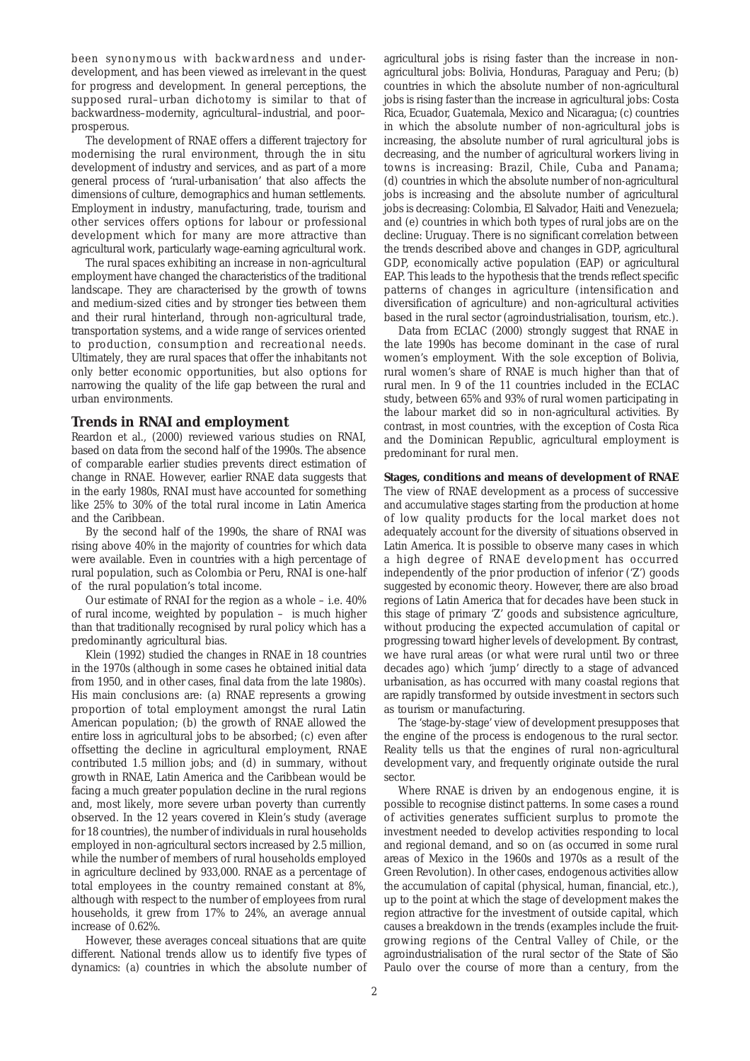been synonymous with backwardness and underdevelopment, and has been viewed as irrelevant in the quest for progress and development. In general perceptions, the supposed rural–urban dichotomy is similar to that of backwardness–modernity, agricultural–industrial, and poor–prosperous.

The development of RNAE offers a different trajectory for modernising the rural environment, through the in situ development of industry and services, and as part of a more general process of 'rural-urbanisation' that also affects the dimensions of culture, demographics and human settlements. Employment in industry, manufacturing, trade, tourism and other services offers options for labour or professional development which for many are more attractive than agricultural work, particularly wage-earning agricultural work.

The rural spaces exhibiting an increase in non-agricultural employment have changed the characteristics of the traditional landscape. They are characterised by the growth of towns and medium-sized cities and by stronger ties between them and their rural hinterland, through non-agricultural trade, transportation systems, and a wide range of services oriented to production, consumption and recreational needs. Ultimately, they are rural spaces that offer the inhabitants not only better economic opportunities, but also options for narrowing the quality of the life gap between the rural and urban environments.

## Trends in RNAI and employment

Reardon et al., (2000) reviewed various studies on RNAI, based on data from the second half of the 1990s. The absence of comparable earlier studies prevents direct estimation of change in RNAE. However, earlier RNAE data suggests that in the early 1980s, RNAI must have accounted for something like 25% to 30% of the total rural income in Latin America and the Caribbean.

By the second half of the 1990s, the share of RNAI was rising above 40% in the majority of countries for which data were available. Even in countries with a high percentage of rural population, such as Colombia or Peru, RNAI is one-half of the rural population's total income.

Our estimate of RNAI for the region as a whole – i.e. 40% of rural income, weighted by population – is much higher than that traditionally recognised by rural policy which has a predominantly agricultural bias.

Klein (1992) studied the changes in RNAE in 18 countries in the 1970s (although in some cases he obtained initial data from 1950, and in other cases, final data from the late 1980s). His main conclusions are: (a) RNAE represents a growing proportion of total employment amongst the rural Latin American population; (b) the growth of RNAE allowed the entire loss in agricultural jobs to be absorbed; (c) even after offsetting the decline in agricultural employment, RNAE contributed 1.5 million jobs; and (d) in summary, without growth in RNAE, Latin America and the Caribbean would be facing a much greater population decline in the rural regions and, most likely, more severe urban poverty than currently observed. In the 12 years covered in Klein's study (average for 18 countries), the number of individuals in rural households employed in non-agricultural sectors increased by 2.5 million, while the number of members of rural households employed in agriculture declined by 933,000. RNAE as a percentage of total employees in the country remained constant at 8%, although with respect to the number of employees from rural households, it grew from 17% to 24%, an average annual increase of 0.62%.

However, these averages conceal situations that are quite different. National trends allow us to identify five types of dynamics: (a) countries in which the absolute number of agricultural jobs is rising faster than the increase in non-agricultural jobs: Bolivia, Honduras, Paraguay and Peru; (b) countries in which the absolute number of non-agricultural jobs is rising faster than the increase in agricultural jobs: Costa Rica, Ecuador, Guatemala, Mexico and Nicaragua; (c) countries in which the absolute number of non-agricultural jobs is increasing, the absolute number of rural agricultural jobs is decreasing, and the number of agricultural workers living in towns is increasing: Brazil, Chile, Cuba and Panama; (d) countries in which the absolute number of non-agricultural jobs is increasing and the absolute number of agricultural jobs is decreasing: Colombia, El Salvador, Haiti and Venezuela; and (e) countries in which both types of rural jobs are on the decline: Uruguay. There is no significant correlation between the trends described above and changes in GDP, agricultural GDP, economically active population (EAP) or agricultural EAP. This leads to the hypothesis that the trends reflect specific patterns of changes in agriculture (intensification and diversification of agriculture) and non-agricultural activities based in the rural sector (agroindustrialisation, tourism, etc.).

Data from ECLAC (2000) strongly suggest that RNAE in the late 1990s has become dominant in the case of rural women's employment. With the sole exception of Bolivia, rural women's share of RNAE is much higher than that of rural men. In 9 of the 11 countries included in the ECLAC study, between 65% and 93% of rural women participating in the labour market did so in non-agricultural activities. By contrast, in most countries, with the exception of Costa Rica and the Dominican Republic, agricultural employment is predominant for rural men.

### Stages, conditions and means of development of RNAE

The view of RNAE development as a process of successive and accumulative stages starting from the production at home of low quality products for the local market does not adequately account for the diversity of situations observed in Latin America. It is possible to observe many cases in which a high degree of RNAE development has occurred independently of the prior production of inferior ('Z') goods suggested by economic theory. However, there are also broad regions of Latin America that for decades have been stuck in this stage of primary 'Z' goods and subsistence agriculture, without producing the expected accumulation of capital or progressing toward higher levels of development. By contrast, we have rural areas (or what were rural until two or three decades ago) which 'jump' directly to a stage of advanced urbanisation, as has occurred with many coastal regions that are rapidly transformed by outside investment in sectors such as tourism or manufacturing.

The 'stage-by-stage' view of development presupposes that the engine of the process is endogenous to the rural sector. Reality tells us that the engines of rural non-agricultural development vary, and frequently originate outside the rural sector.

Where RNAE is driven by an endogenous engine, it is possible to recognise distinct patterns. In some cases a round of activities generates sufficient surplus to promote the investment needed to develop activities responding to local and regional demand, and so on (as occurred in some rural areas of Mexico in the 1960s and 1970s as a result of the Green Revolution). In other cases, endogenous activities allow the accumulation of capital (physical, human, financial, etc.), up to the point at which the stage of development makes the region attractive for the investment of outside capital, which causes a breakdown in the trends (examples include the fruit-growing regions of the Central Valley of Chile, or the agroindustrialisation of the rural sector of the State of São Paulo over the course of more than a century, from the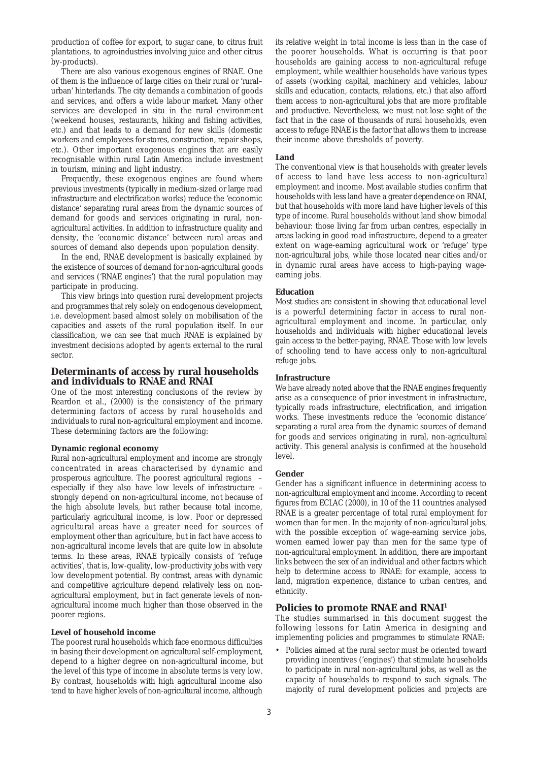production of coffee for export, to sugar cane, to citrus fruit plantations, to agroindustries involving juice and other citrus by-products).

There are also various exogenous engines of RNAE. One of them is the influence of large cities on their rural or 'rural–urban' hinterlands. The city demands a combination of goods and services, and offers a wide labour market. Many other services are developed in situ in the rural environment (weekend houses, restaurants, hiking and fishing activities, etc.) and that leads to a demand for new skills (domestic workers and employees for stores, construction, repair shops, etc.). Other important exogenous engines that are easily recognisable within rural Latin America include investment in tourism, mining and light industry.

Frequently, these exogenous engines are found where previous investments (typically in medium-sized or large road infrastructure and electrification works) reduce the 'economic distance' separating rural areas from the dynamic sources of demand for goods and services originating in rural, non-agricultural activities. In addition to infrastructure quality and density, the 'economic distance' between rural areas and sources of demand also depends upon population density.

In the end, RNAE development is basically explained by the existence of sources of demand for non-agricultural goods and services ('RNAE engines') that the rural population may participate in producing.

This view brings into question rural development projects and programmes that rely solely on endogenous development, i.e. development based almost solely on mobilisation of the capacities and assets of the rural population itself. In our classification, we can see that much RNAE is explained by investment decisions adopted by agents external to the rural sector.

## Determinants of access by rural households and individuals to RNAE and RNAI

One of the most interesting conclusions of the review by Reardon et al., (2000) is the consistency of the primary determining factors of access by rural households and individuals to rural non-agricultural employment and income. These determining factors are the following:

**Dynamic regional economy**

Rural non-agricultural employment and income are strongly concentrated in areas characterised by dynamic and prosperous agriculture. The poorest agricultural regions – especially if they also have low levels of infrastructure – strongly depend on non-agricultural income, not because of the high absolute levels, but rather because total income, particularly agricultural income, is low. Poor or depressed agricultural areas have a greater need for sources of employment other than agriculture, but in fact have access to non-agricultural income levels that are quite low in absolute terms. In these areas, RNAE typically consists of 'refuge activities', that is, low-quality, low-productivity jobs with very low development potential. By contrast, areas with dynamic and competitive agriculture depend relatively less on non-agricultural employment, but in fact generate levels of non-agricultural income much higher than those observed in the poorer regions.

**Level of household income**

The poorest rural households which face enormous difficulties in basing their development on agricultural self-employment, depend to a higher degree on non-agricultural income, but the level of this type of income in absolute terms is very low. By contrast, households with high agricultural income also tend to have higher levels of non-agricultural income, although its relative weight in total income is less than in the case of the poorer households. What is occurring is that poor households are gaining access to non-agricultural refuge employment, while wealthier households have various types of assets (working capital, machinery and vehicles, labour skills and education, contacts, relations, etc.) that also afford them access to non-agricultural jobs that are more profitable and productive. Nevertheless, we must not lose sight of the fact that in the case of thousands of rural households, even access to refuge RNAE is the factor that allows them to increase their income above thresholds of poverty.

**Land**

The conventional view is that households with greater levels of access to land have less access to non-agricultural employment and income. Most available studies confirm that households with less land have a greater dependence on RNAI, but that households with more land have higher levels of this type of income. Rural households without land show bimodal behaviour: those living far from urban centres, especially in areas lacking in good road infrastructure, depend to a greater extent on wage-earning agricultural work or 'refuge' type non-agricultural jobs, while those located near cities and/or in dynamic rural areas have access to high-paying wage-earning jobs.

**Education**

Most studies are consistent in showing that educational level is a powerful determining factor in access to rural non-agricultural employment and income. In particular, only households and individuals with higher educational levels gain access to the better-paying, RNAE. Those with low levels of schooling tend to have access only to non-agricultural refuge jobs.

**Infrastructure**

We have already noted above that the RNAE engines frequently arise as a consequence of prior investment in infrastructure, typically roads infrastructure, electrification, and irrigation works. These investments reduce the 'economic distance' separating a rural area from the dynamic sources of demand for goods and services originating in rural, non-agricultural activity. This general analysis is confirmed at the household level.

**Gender**

Gender has a significant influence in determining access to non-agricultural employment and income. According to recent figures from ECLAC (2000), in 10 of the 11 countries analysed RNAE is a greater percentage of total rural employment for women than for men. In the majority of non-agricultural jobs, with the possible exception of wage-earning service jobs, women earned lower pay than men for the same type of non-agricultural employment. In addition, there are important links between the sex of an individual and other factors which help to determine access to RNAE: for example, access to land, migration experience, distance to urban centres, and ethnicity.

## Policies to promote RNAE and RNAI[1]

The studies summarised in this document suggest the following lessons for Latin America in designing and implementing policies and programmes to stimulate RNAE:

- Policies aimed at the rural sector must be oriented toward providing incentives ('engines') that stimulate households to participate in rural non-agricultural jobs, as well as the capacity of households to respond to such signals. The majority of rural development policies and projects are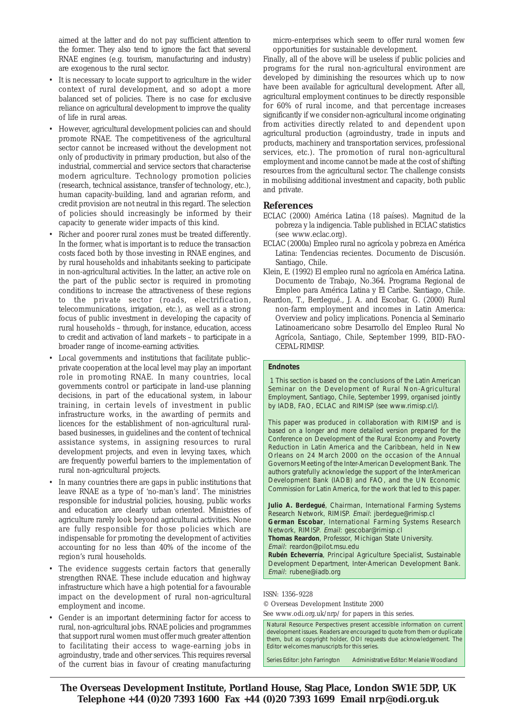aimed at the latter and do not pay sufficient attention to the former. They also tend to ignore the fact that several RNAE engines (e.g. tourism, manufacturing and industry) are exogenous to the rural sector.

- It is necessary to locate support to agriculture in the wider context of rural development, and so adopt a more balanced set of policies. There is no case for exclusive reliance on agricultural development to improve the quality of life in rural areas.
- However, agricultural development policies can and should promote RNAE. The competitiveness of the agricultural sector cannot be increased without the development not only of productivity in primary production, but also of the industrial, commercial and service sectors that characterise modern agriculture. Technology promotion policies (research, technical assistance, transfer of technology, etc.), human capacity-building, land and agrarian reform, and credit provision are not neutral in this regard. The selection of policies should increasingly be informed by their capacity to generate wider impacts of this kind.
- Richer and poorer rural zones must be treated differently. In the former, what is important is to reduce the transaction costs faced both by those investing in RNAE engines, and by rural households and inhabitants seeking to participate in non-agricultural activities. In the latter, an active role on the part of the public sector is required in promoting conditions to increase the attractiveness of these regions to the private sector (roads, electrification, telecommunications, irrigation, etc.), as well as a strong focus of public investment in developing the capacity of rural households – through, for instance, education, access to credit and activation of land markets – to participate in a broader range of income-earning activities.
- Local governments and institutions that facilitate public–private cooperation at the local level may play an important role in promoting RNAE. In many countries, local governments control or participate in land-use planning decisions, in part of the educational system, in labour training, in certain levels of investment in public infrastructure works, in the awarding of permits and licences for the establishment of non-agricultural rural-based businesses, in guidelines and the content of technical assistance systems, in assigning resources to rural development projects, and even in levying taxes, which are frequently powerful barriers to the implementation of rural non-agricultural projects.
- In many countries there are gaps in public institutions that leave RNAE as a type of 'no-man's land'. The ministries responsible for industrial policies, housing, public works and education are clearly urban oriented. Ministries of agriculture rarely look beyond agricultural activities. None are fully responsible for those policies which are indispensable for promoting the development of activities accounting for no less than 40% of the income of the region's rural households.
- The evidence suggests certain factors that generally strengthen RNAE. These include education and highway infrastructure which have a high potential for a favourable impact on the development of rural non-agricultural employment and income.
- Gender is an important determining factor for access to rural, non-agricultural jobs. RNAE policies and programmes that support rural women must offer much greater attention to facilitating their access to wage-earning jobs in agroindustry, trade and other services. This requires reversal of the current bias in favour of creating manufacturing micro-enterprises which seem to offer rural women few opportunities for sustainable development.

Finally, all of the above will be useless if public policies and programs for the rural non-agricultural environment are developed by diminishing the resources which up to now have been available for agricultural development. After all, agricultural employment continues to be directly responsible for 60% of rural income, and that percentage increases significantly if we consider non-agricultural income originating from activities directly related to and dependent upon agricultural production (agroindustry, trade in inputs and products, machinery and transportation services, professional services, etc.). The promotion of rural non-agricultural employment and income cannot be made at the cost of shifting resources from the agricultural sector. The challenge consists in mobilising additional investment and capacity, both public and private.

## References

ECLAC (2000) América Latina (18 países). Magnitud de la pobreza y la indigencia. Table published in ECLAC statistics (see www.eclac.org).

ECLAC (2000a) Empleo rural no agrícola y pobreza en América Latina: Tendencias recientes. Documento de Discusión. Santiago, Chile.

Klein, E. (1992) El empleo rural no agrícola en América Latina. Documento de Trabajo, No.364. Programa Regional de Empleo para América Latina y El Caribe. Santiago, Chile.

Reardon, T., Berdegué., J. A. and Escobar, G. (2000) Rural non-farm employment and incomes in Latin America: Overview and policy implications. Ponencia al Seminario Latinoamericano sobre Desarrollo del Empleo Rural No Agrícola, Santiago, Chile, September 1999, BID-FAO-CEPAL-RIMISP.

**Endnotes**

1 This section is based on the conclusions of the Latin American Seminar on the Development of Rural Non-Agricultural Employment, Santiago, Chile, September 1999, organised jointly by IADB, FAO, ECLAC and RIMISP (see www.rimisp.cl/).

This paper was produced in collaboration with RIMISP and is based on a longer and more detailed version prepared for the Conference on Development of the Rural Economy and Poverty Reduction in Latin America and the Caribbean, held in New Orleans on 24 March 2000 on the occasion of the Annual Governors Meeting of the Inter-American Development Bank. The authors gratefully acknowledge the support of the InterAmerican Development Bank (IADB) and FAO, and the UN Economic Commission for Latin America, for the work that led to this paper.

**Julio A. Berdegué**, Chairman, International Farming Systems Research Network, RIMISP. *Email*: jberdegue@rimisp.cl
**German Escobar**, International Farming Systems Research Network, RIMISP. *Email*: gescobar@rimisp.cl
**Thomas Reardon**, Professor, Michigan State University. *Email*: reardon@pilot.msu.edu
**Rubén Echeverría**, Principal Agriculture Specialist, Sustainable Development Department, Inter-American Development Bank. *Email*: rubene@iadb.org

ISSN: 1356–9228

© Overseas Development Institute 2000

See www.odi.org.uk/nrp/ for papers in this series.

Natural Resource Perspectives present accessible information on current development issues. Readers are encouraged to quote from them or duplicate them, but as copyright holder, ODI requests due acknowledgement. The Editor welcomes manuscripts for this series.

Series Editor: John Farrington     Administrative Editor: Melanie Woodland

**The Overseas Development Institute, Portland House, Stag Place, London SW1E 5DP, UK**
**Telephone +44 (0)20 7393 1600 Fax +44 (0)20 7393 1699 Email nrp@odi.org.uk**